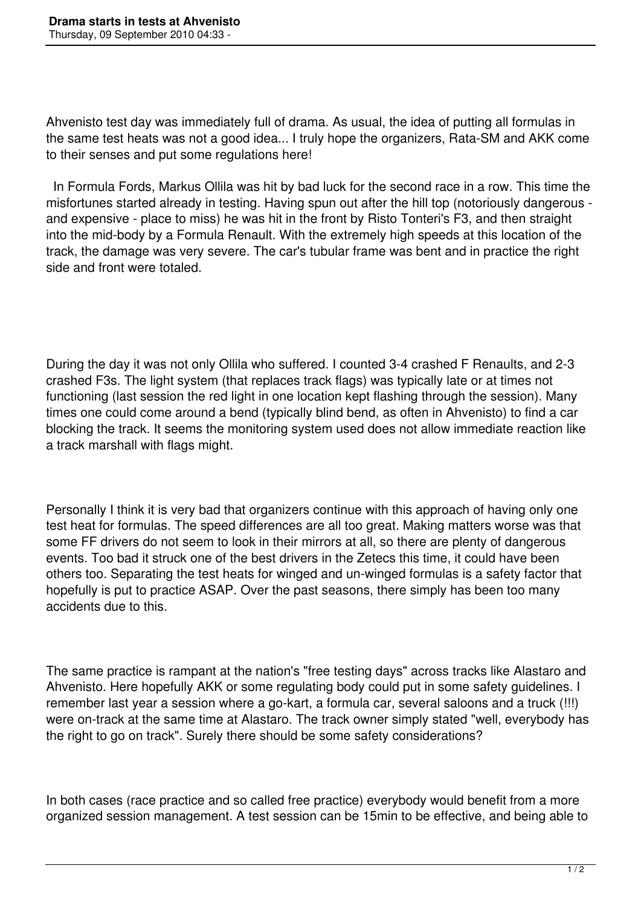Ahvenisto test day was immediately full of drama. As usual, the idea of putting all formulas in the same test heats was not a good idea... I truly hope the organizers, Rata-SM and AKK come to their senses and put some regulations here!

In Formula Fords, Markus Ollila was hit by bad luck for the second race in a row. This time the misfortunes started already in testing. Having spun out after the hill top (notoriously dangerous - and expensive - place to miss) he was hit in the front by Risto Tonteri's F3, and then straight into the mid-body by a Formula Renault. With the extremely high speeds at this location of the track, the damage was very severe. The car's tubular frame was bent and in practice the right side and front were totaled.

During the day it was not only Ollila who suffered. I counted 3-4 crashed F Renaults, and 2-3 crashed F3s. The light system (that replaces track flags) was typically late or at times not functioning (last session the red light in one location kept flashing through the session). Many times one could come around a bend (typically blind bend, as often in Ahvenisto) to find a car blocking the track. It seems the monitoring system used does not allow immediate reaction like a track marshall with flags might.

Personally I think it is very bad that organizers continue with this approach of having only one test heat for formulas. The speed differences are all too great. Making matters worse was that some FF drivers do not seem to look in their mirrors at all, so there are plenty of dangerous events. Too bad it struck one of the best drivers in the Zetecs this time, it could have been others too. Separating the test heats for winged and un-winged formulas is a safety factor that hopefully is put to practice ASAP. Over the past seasons, there simply has been too many accidents due to this.

The same practice is rampant at the nation's "free testing days" across tracks like Alastaro and Ahvenisto. Here hopefully AKK or some regulating body could put in some safety guidelines. I remember last year a session where a go-kart, a formula car, several saloons and a truck (!!!) were on-track at the same time at Alastaro. The track owner simply stated "well, everybody has the right to go on track". Surely there should be some safety considerations?

In both cases (race practice and so called free practice) everybody would benefit from a more organized session management. A test session can be 15min to be effective, and being able to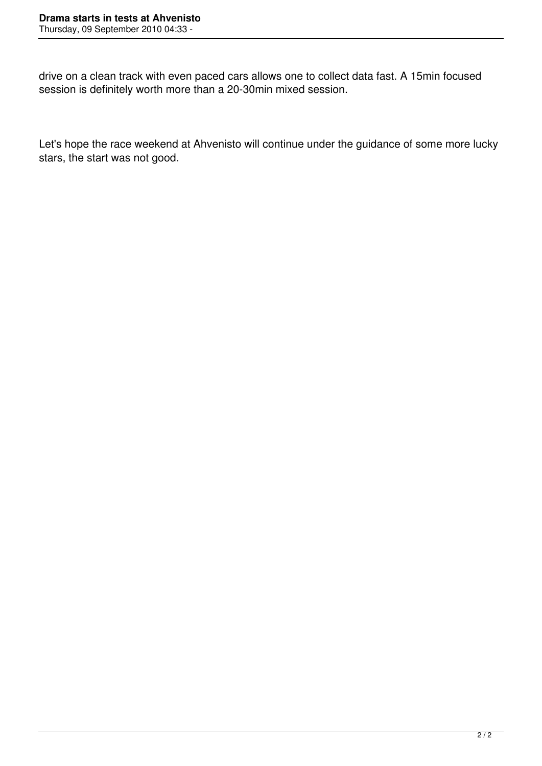drive on a clean track with even paced cars allows one to collect data fast. A 15min focused session is definitely worth more than a 20-30min mixed session.

Let's hope the race weekend at Ahvenisto will continue under the guidance of some more lucky stars, the start was not good.